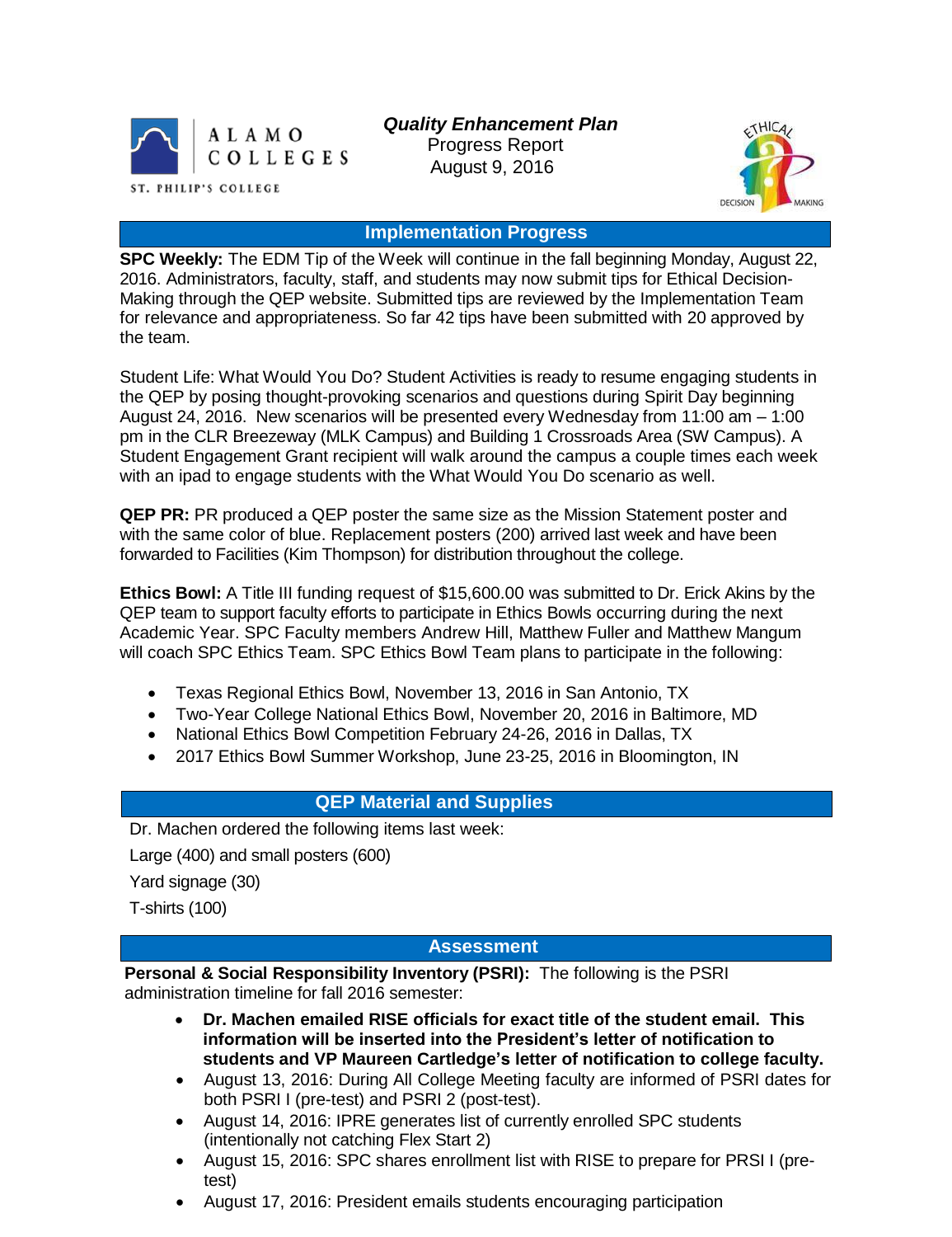ALAMO COLLEGES

ST. PHILIP'S COLLEGE

***Quality Enhancement Plan***

Progress Report

August 9, 2016

ETHICAL DECISION MAKING

## Implementation Progress

**SPC Weekly:** The EDM Tip of the Week will continue in the fall beginning Monday, August 22, 2016. Administrators, faculty, staff, and students may now submit tips for Ethical Decision-Making through the QEP website. Submitted tips are reviewed by the Implementation Team for relevance and appropriateness. So far 42 tips have been submitted with 20 approved by the team.

Student Life: What Would You Do? Student Activities is ready to resume engaging students in the QEP by posing thought-provoking scenarios and questions during Spirit Day beginning August 24, 2016. New scenarios will be presented every Wednesday from 11:00 am – 1:00 pm in the CLR Breezeway (MLK Campus) and Building 1 Crossroads Area (SW Campus). A Student Engagement Grant recipient will walk around the campus a couple times each week with an ipad to engage students with the What Would You Do scenario as well.

**QEP PR:** PR produced a QEP poster the same size as the Mission Statement poster and with the same color of blue. Replacement posters (200) arrived last week and have been forwarded to Facilities (Kim Thompson) for distribution throughout the college.

**Ethics Bowl:** A Title III funding request of $15,600.00 was submitted to Dr. Erick Akins by the QEP team to support faculty efforts to participate in Ethics Bowls occurring during the next Academic Year. SPC Faculty members Andrew Hill, Matthew Fuller and Matthew Mangum will coach SPC Ethics Team. SPC Ethics Bowl Team plans to participate in the following:

- Texas Regional Ethics Bowl, November 13, 2016 in San Antonio, TX
- Two-Year College National Ethics Bowl, November 20, 2016 in Baltimore, MD
- National Ethics Bowl Competition February 24-26, 2016 in Dallas, TX
- 2017 Ethics Bowl Summer Workshop, June 23-25, 2016 in Bloomington, IN

## QEP Material and Supplies

Dr. Machen ordered the following items last week:

Large (400) and small posters (600)

Yard signage (30)

T-shirts (100)

## Assessment

**Personal & Social Responsibility Inventory (PSRI):** The following is the PSRI administration timeline for fall 2016 semester:

- **Dr. Machen emailed RISE officials for exact title of the student email. This information will be inserted into the President's letter of notification to students and VP Maureen Cartledge's letter of notification to college faculty.**
- August 13, 2016: During All College Meeting faculty are informed of PSRI dates for both PSRI I (pre-test) and PSRI 2 (post-test).
- August 14, 2016: IPRE generates list of currently enrolled SPC students (intentionally not catching Flex Start 2)
- August 15, 2016: SPC shares enrollment list with RISE to prepare for PRSI I (pre-test)
- August 17, 2016: President emails students encouraging participation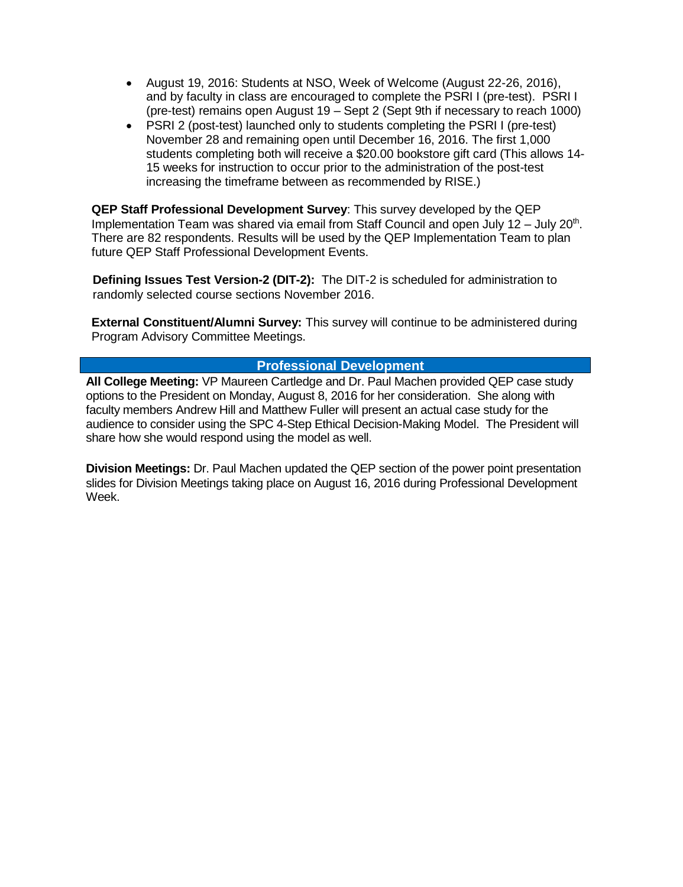- August 19, 2016: Students at NSO, Week of Welcome (August 22-26, 2016), and by faculty in class are encouraged to complete the PSRI I (pre-test). PSRI I (pre-test) remains open August 19 – Sept 2 (Sept 9th if necessary to reach 1000)
- PSRI 2 (post-test) launched only to students completing the PSRI I (pre-test) November 28 and remaining open until December 16, 2016. The first 1,000 students completing both will receive a $20.00 bookstore gift card (This allows 14-15 weeks for instruction to occur prior to the administration of the post-test increasing the timeframe between as recommended by RISE.)

**QEP Staff Professional Development Survey**: This survey developed by the QEP Implementation Team was shared via email from Staff Council and open July 12 – July 20th. There are 82 respondents. Results will be used by the QEP Implementation Team to plan future QEP Staff Professional Development Events.

**Defining Issues Test Version-2 (DIT-2):** The DIT-2 is scheduled for administration to randomly selected course sections November 2016.

**External Constituent/Alumni Survey:** This survey will continue to be administered during Program Advisory Committee Meetings.

## Professional Development

**All College Meeting:** VP Maureen Cartledge and Dr. Paul Machen provided QEP case study options to the President on Monday, August 8, 2016 for her consideration. She along with faculty members Andrew Hill and Matthew Fuller will present an actual case study for the audience to consider using the SPC 4-Step Ethical Decision-Making Model. The President will share how she would respond using the model as well.

**Division Meetings:** Dr. Paul Machen updated the QEP section of the power point presentation slides for Division Meetings taking place on August 16, 2016 during Professional Development Week.